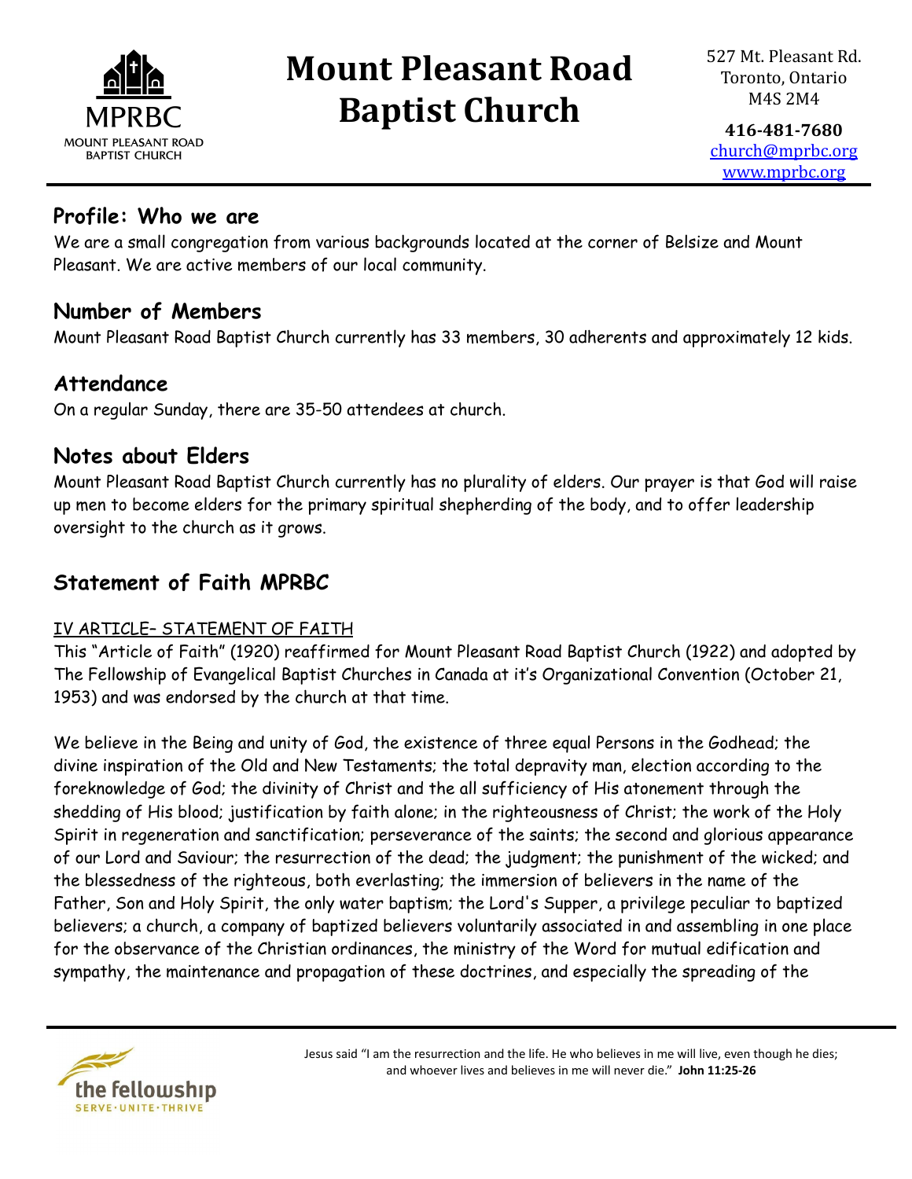# Mount Pleasant Road Baptist Church

MPRBC
MOUNT PLEASANT ROAD BAPTIST CHURCH

527 Mt. Pleasant Rd.
Toronto, Ontario
M4S 2M4

**416-481-7680**
church@mprbc.org
www.mprbc.org

## Profile: Who we are

We are a small congregation from various backgrounds located at the corner of Belsize and Mount Pleasant. We are active members of our local community.

## Number of Members

Mount Pleasant Road Baptist Church currently has 33 members, 30 adherents and approximately 12 kids.

## Attendance

On a regular Sunday, there are 35-50 attendees at church.

## Notes about Elders

Mount Pleasant Road Baptist Church currently has no plurality of elders. Our prayer is that God will raise up men to become elders for the primary spiritual shepherding of the body, and to offer leadership oversight to the church as it grows.

## Statement of Faith MPRBC

IV ARTICLE– STATEMENT OF FAITH

This "Article of Faith" (1920) reaffirmed for Mount Pleasant Road Baptist Church (1922) and adopted by The Fellowship of Evangelical Baptist Churches in Canada at it's Organizational Convention (October 21, 1953) and was endorsed by the church at that time.

We believe in the Being and unity of God, the existence of three equal Persons in the Godhead; the divine inspiration of the Old and New Testaments; the total depravity man, election according to the foreknowledge of God; the divinity of Christ and the all sufficiency of His atonement through the shedding of His blood; justification by faith alone; in the righteousness of Christ; the work of the Holy Spirit in regeneration and sanctification; perseverance of the saints; the second and glorious appearance of our Lord and Saviour; the resurrection of the dead; the judgment; the punishment of the wicked; and the blessedness of the righteous, both everlasting; the immersion of believers in the name of the Father, Son and Holy Spirit, the only water baptism; the Lord's Supper, a privilege peculiar to baptized believers; a church, a company of baptized believers voluntarily associated in and assembling in one place for the observance of the Christian ordinances, the ministry of the Word for mutual edification and sympathy, the maintenance and propagation of these doctrines, and especially the spreading of the

the fellowship
SERVE·UNITE·THRIVE

Jesus said "I am the resurrection and the life. He who believes in me will live, even though he dies; and whoever lives and believes in me will never die." **John 11:25-26**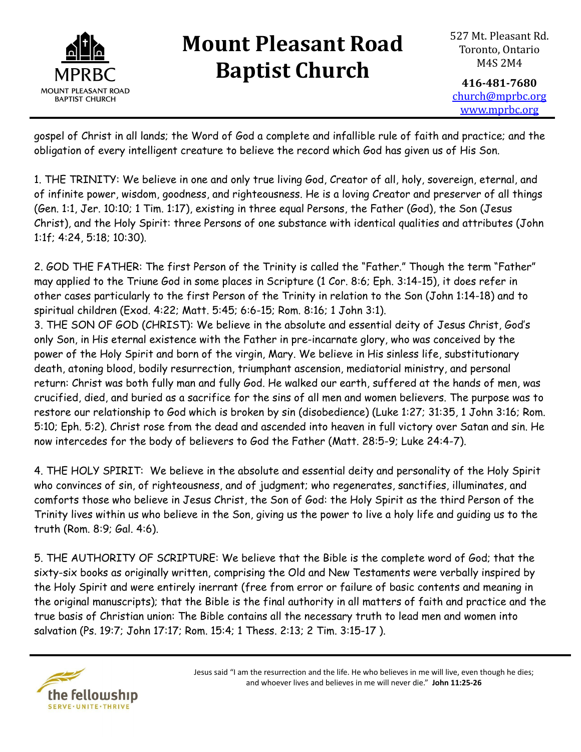gospel of Christ in all lands; the Word of God a complete and infallible rule of faith and practice; and the obligation of every intelligent creature to believe the record which God has given us of His Son.

1. THE TRINITY: We believe in one and only true living God, Creator of all, holy, sovereign, eternal, and of infinite power, wisdom, goodness, and righteousness. He is a loving Creator and preserver of all things (Gen. 1:1, Jer. 10:10; 1 Tim. 1:17), existing in three equal Persons, the Father (God), the Son (Jesus Christ), and the Holy Spirit: three Persons of one substance with identical qualities and attributes (John 1:1f; 4:24, 5:18; 10:30).

2. GOD THE FATHER: The first Person of the Trinity is called the "Father." Though the term "Father" may applied to the Triune God in some places in Scripture (1 Cor. 8:6; Eph. 3:14-15), it does refer in other cases particularly to the first Person of the Trinity in relation to the Son (John 1:14-18) and to spiritual children (Exod. 4:22; Matt. 5:45; 6:6-15; Rom. 8:16; 1 John 3:1).

3. THE SON OF GOD (CHRIST): We believe in the absolute and essential deity of Jesus Christ, God's only Son, in His eternal existence with the Father in pre-incarnate glory, who was conceived by the power of the Holy Spirit and born of the virgin, Mary. We believe in His sinless life, substitutionary death, atoning blood, bodily resurrection, triumphant ascension, mediatorial ministry, and personal return: Christ was both fully man and fully God. He walked our earth, suffered at the hands of men, was crucified, died, and buried as a sacrifice for the sins of all men and women believers. The purpose was to restore our relationship to God which is broken by sin (disobedience) (Luke 1:27; 31:35, 1 John 3:16; Rom. 5:10; Eph. 5:2). Christ rose from the dead and ascended into heaven in full victory over Satan and sin. He now intercedes for the body of believers to God the Father (Matt. 28:5-9; Luke 24:4-7).

4. THE HOLY SPIRIT: We believe in the absolute and essential deity and personality of the Holy Spirit who convinces of sin, of righteousness, and of judgment; who regenerates, sanctifies, illuminates, and comforts those who believe in Jesus Christ, the Son of God: the Holy Spirit as the third Person of the Trinity lives within us who believe in the Son, giving us the power to live a holy life and guiding us to the truth (Rom. 8:9; Gal. 4:6).

5. THE AUTHORITY OF SCRIPTURE: We believe that the Bible is the complete word of God; that the sixty-six books as originally written, comprising the Old and New Testaments were verbally inspired by the Holy Spirit and were entirely inerrant (free from error or failure of basic contents and meaning in the original manuscripts); that the Bible is the final authority in all matters of faith and practice and the true basis of Christian union: The Bible contains all the necessary truth to lead men and women into salvation (Ps. 19:7; John 17:17; Rom. 15:4; 1 Thess. 2:13; 2 Tim. 3:15-17 ).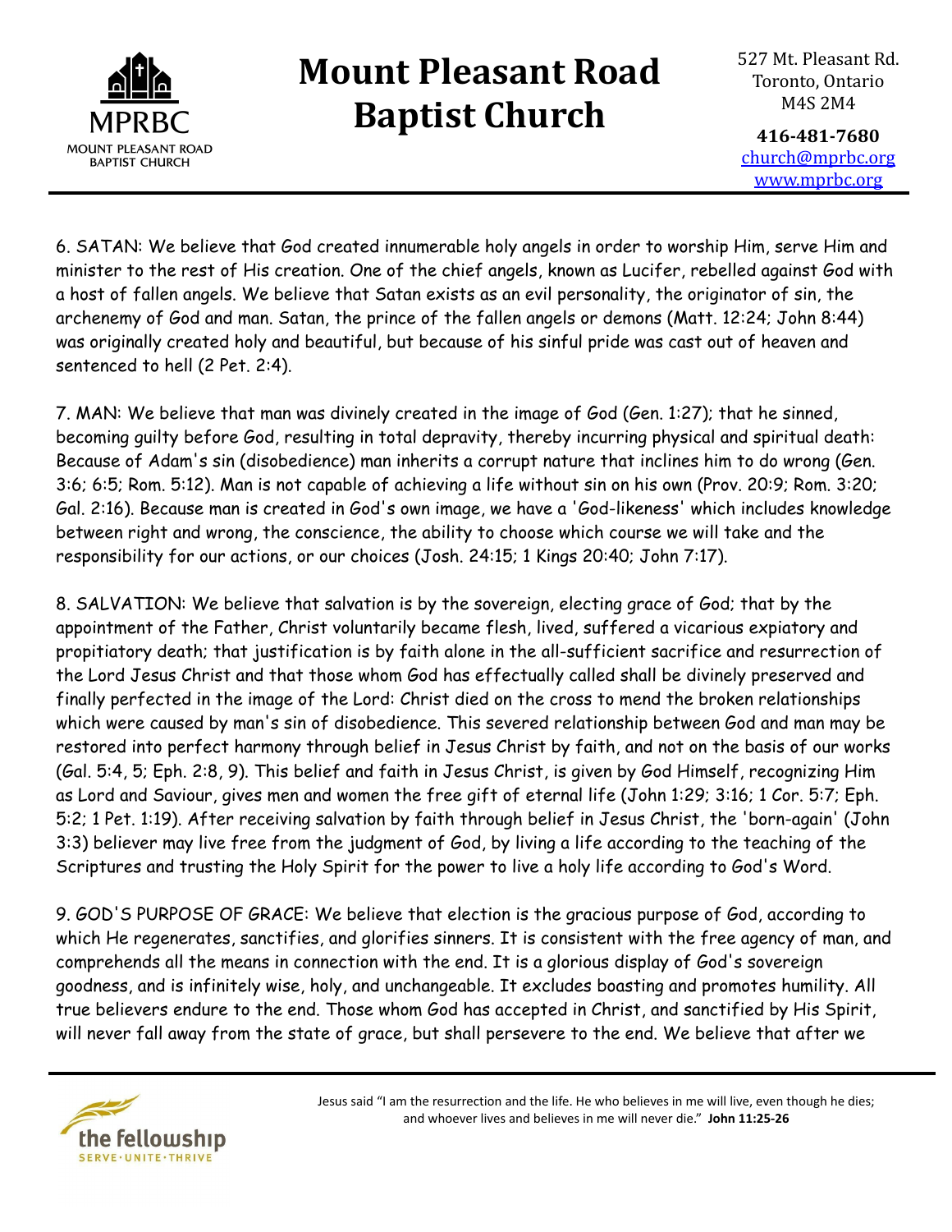6. SATAN: We believe that God created innumerable holy angels in order to worship Him, serve Him and minister to the rest of His creation. One of the chief angels, known as Lucifer, rebelled against God with a host of fallen angels. We believe that Satan exists as an evil personality, the originator of sin, the archenemy of God and man. Satan, the prince of the fallen angels or demons (Matt. 12:24; John 8:44) was originally created holy and beautiful, but because of his sinful pride was cast out of heaven and sentenced to hell (2 Pet. 2:4).

7. MAN: We believe that man was divinely created in the image of God (Gen. 1:27); that he sinned, becoming guilty before God, resulting in total depravity, thereby incurring physical and spiritual death: Because of Adam's sin (disobedience) man inherits a corrupt nature that inclines him to do wrong (Gen. 3:6; 6:5; Rom. 5:12). Man is not capable of achieving a life without sin on his own (Prov. 20:9; Rom. 3:20; Gal. 2:16). Because man is created in God's own image, we have a 'God-likeness' which includes knowledge between right and wrong, the conscience, the ability to choose which course we will take and the responsibility for our actions, or our choices (Josh. 24:15; 1 Kings 20:40; John 7:17).

8. SALVATION: We believe that salvation is by the sovereign, electing grace of God; that by the appointment of the Father, Christ voluntarily became flesh, lived, suffered a vicarious expiatory and propitiatory death; that justification is by faith alone in the all-sufficient sacrifice and resurrection of the Lord Jesus Christ and that those whom God has effectually called shall be divinely preserved and finally perfected in the image of the Lord: Christ died on the cross to mend the broken relationships which were caused by man's sin of disobedience. This severed relationship between God and man may be restored into perfect harmony through belief in Jesus Christ by faith, and not on the basis of our works (Gal. 5:4, 5; Eph. 2:8, 9). This belief and faith in Jesus Christ, is given by God Himself, recognizing Him as Lord and Saviour, gives men and women the free gift of eternal life (John 1:29; 3:16; 1 Cor. 5:7; Eph. 5:2; 1 Pet. 1:19). After receiving salvation by faith through belief in Jesus Christ, the 'born-again' (John 3:3) believer may live free from the judgment of God, by living a life according to the teaching of the Scriptures and trusting the Holy Spirit for the power to live a holy life according to God's Word.

9. GOD'S PURPOSE OF GRACE: We believe that election is the gracious purpose of God, according to which He regenerates, sanctifies, and glorifies sinners. It is consistent with the free agency of man, and comprehends all the means in connection with the end. It is a glorious display of God's sovereign goodness, and is infinitely wise, holy, and unchangeable. It excludes boasting and promotes humility. All true believers endure to the end. Those whom God has accepted in Christ, and sanctified by His Spirit, will never fall away from the state of grace, but shall persevere to the end. We believe that after we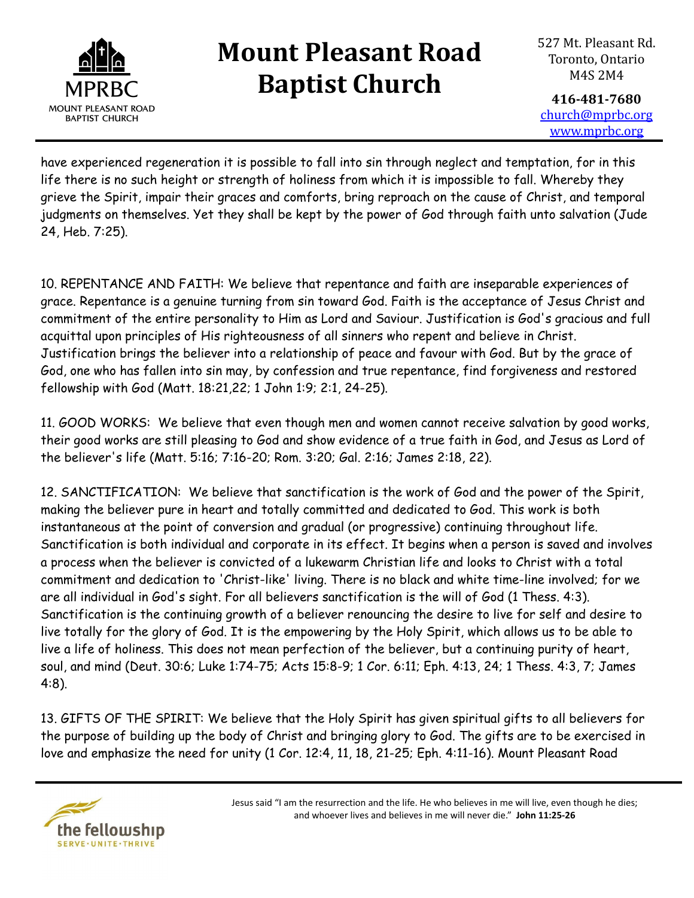have experienced regeneration it is possible to fall into sin through neglect and temptation, for in this life there is no such height or strength of holiness from which it is impossible to fall. Whereby they grieve the Spirit, impair their graces and comforts, bring reproach on the cause of Christ, and temporal judgments on themselves. Yet they shall be kept by the power of God through faith unto salvation (Jude 24, Heb. 7:25).

10. REPENTANCE AND FAITH: We believe that repentance and faith are inseparable experiences of grace. Repentance is a genuine turning from sin toward God. Faith is the acceptance of Jesus Christ and commitment of the entire personality to Him as Lord and Saviour. Justification is God's gracious and full acquittal upon principles of His righteousness of all sinners who repent and believe in Christ. Justification brings the believer into a relationship of peace and favour with God. But by the grace of God, one who has fallen into sin may, by confession and true repentance, find forgiveness and restored fellowship with God (Matt. 18:21,22; 1 John 1:9; 2:1, 24-25).

11. GOOD WORKS: We believe that even though men and women cannot receive salvation by good works, their good works are still pleasing to God and show evidence of a true faith in God, and Jesus as Lord of the believer's life (Matt. 5:16; 7:16-20; Rom. 3:20; Gal. 2:16; James 2:18, 22).

12. SANCTIFICATION: We believe that sanctification is the work of God and the power of the Spirit, making the believer pure in heart and totally committed and dedicated to God. This work is both instantaneous at the point of conversion and gradual (or progressive) continuing throughout life. Sanctification is both individual and corporate in its effect. It begins when a person is saved and involves a process when the believer is convicted of a lukewarm Christian life and looks to Christ with a total commitment and dedication to 'Christ-like' living. There is no black and white time-line involved; for we are all individual in God's sight. For all believers sanctification is the will of God (1 Thess. 4:3). Sanctification is the continuing growth of a believer renouncing the desire to live for self and desire to live totally for the glory of God. It is the empowering by the Holy Spirit, which allows us to be able to live a life of holiness. This does not mean perfection of the believer, but a continuing purity of heart, soul, and mind (Deut. 30:6; Luke 1:74-75; Acts 15:8-9; 1 Cor. 6:11; Eph. 4:13, 24; 1 Thess. 4:3, 7; James 4:8).

13. GIFTS OF THE SPIRIT: We believe that the Holy Spirit has given spiritual gifts to all believers for the purpose of building up the body of Christ and bringing glory to God. The gifts are to be exercised in love and emphasize the need for unity (1 Cor. 12:4, 11, 18, 21-25; Eph. 4:11-16). Mount Pleasant Road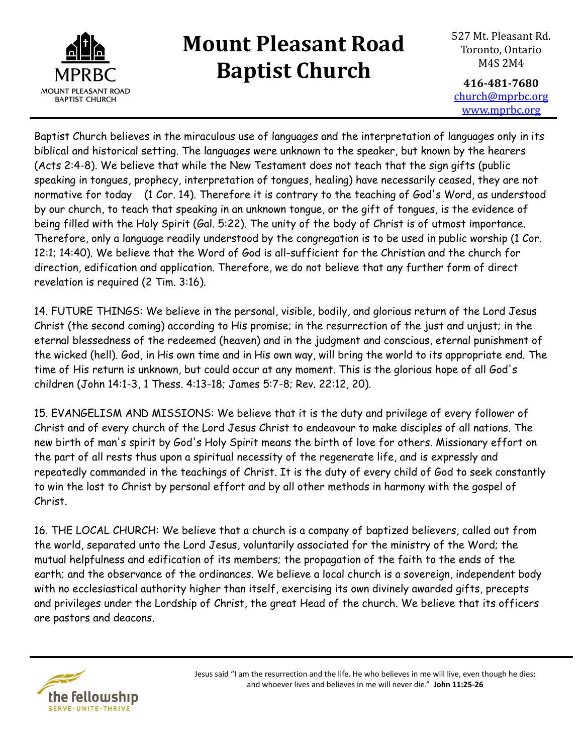Baptist Church believes in the miraculous use of languages and the interpretation of languages only in its biblical and historical setting. The languages were unknown to the speaker, but known by the hearers (Acts 2:4-8). We believe that while the New Testament does not teach that the sign gifts (public speaking in tongues, prophecy, interpretation of tongues, healing) have necessarily ceased, they are not normative for today (1 Cor. 14). Therefore it is contrary to the teaching of God's Word, as understood by our church, to teach that speaking in an unknown tongue, or the gift of tongues, is the evidence of being filled with the Holy Spirit (Gal. 5:22). The unity of the body of Christ is of utmost importance. Therefore, only a language readily understood by the congregation is to be used in public worship (1 Cor. 12:1; 14:40). We believe that the Word of God is all-sufficient for the Christian and the church for direction, edification and application. Therefore, we do not believe that any further form of direct revelation is required (2 Tim. 3:16).

14. FUTURE THINGS: We believe in the personal, visible, bodily, and glorious return of the Lord Jesus Christ (the second coming) according to His promise; in the resurrection of the just and unjust; in the eternal blessedness of the redeemed (heaven) and in the judgment and conscious, eternal punishment of the wicked (hell). God, in His own time and in His own way, will bring the world to its appropriate end. The time of His return is unknown, but could occur at any moment. This is the glorious hope of all God's children (John 14:1-3, 1 Thess. 4:13-18; James 5:7-8; Rev. 22:12, 20).

15. EVANGELISM AND MISSIONS: We believe that it is the duty and privilege of every follower of Christ and of every church of the Lord Jesus Christ to endeavour to make disciples of all nations. The new birth of man's spirit by God's Holy Spirit means the birth of love for others. Missionary effort on the part of all rests thus upon a spiritual necessity of the regenerate life, and is expressly and repeatedly commanded in the teachings of Christ. It is the duty of every child of God to seek constantly to win the lost to Christ by personal effort and by all other methods in harmony with the gospel of Christ.

16. THE LOCAL CHURCH: We believe that a church is a company of baptized believers, called out from the world, separated unto the Lord Jesus, voluntarily associated for the ministry of the Word; the mutual helpfulness and edification of its members; the propagation of the faith to the ends of the earth; and the observance of the ordinances. We believe a local church is a sovereign, independent body with no ecclesiastical authority higher than itself, exercising its own divinely awarded gifts, precepts and privileges under the Lordship of Christ, the great Head of the church. We believe that its officers are pastors and deacons.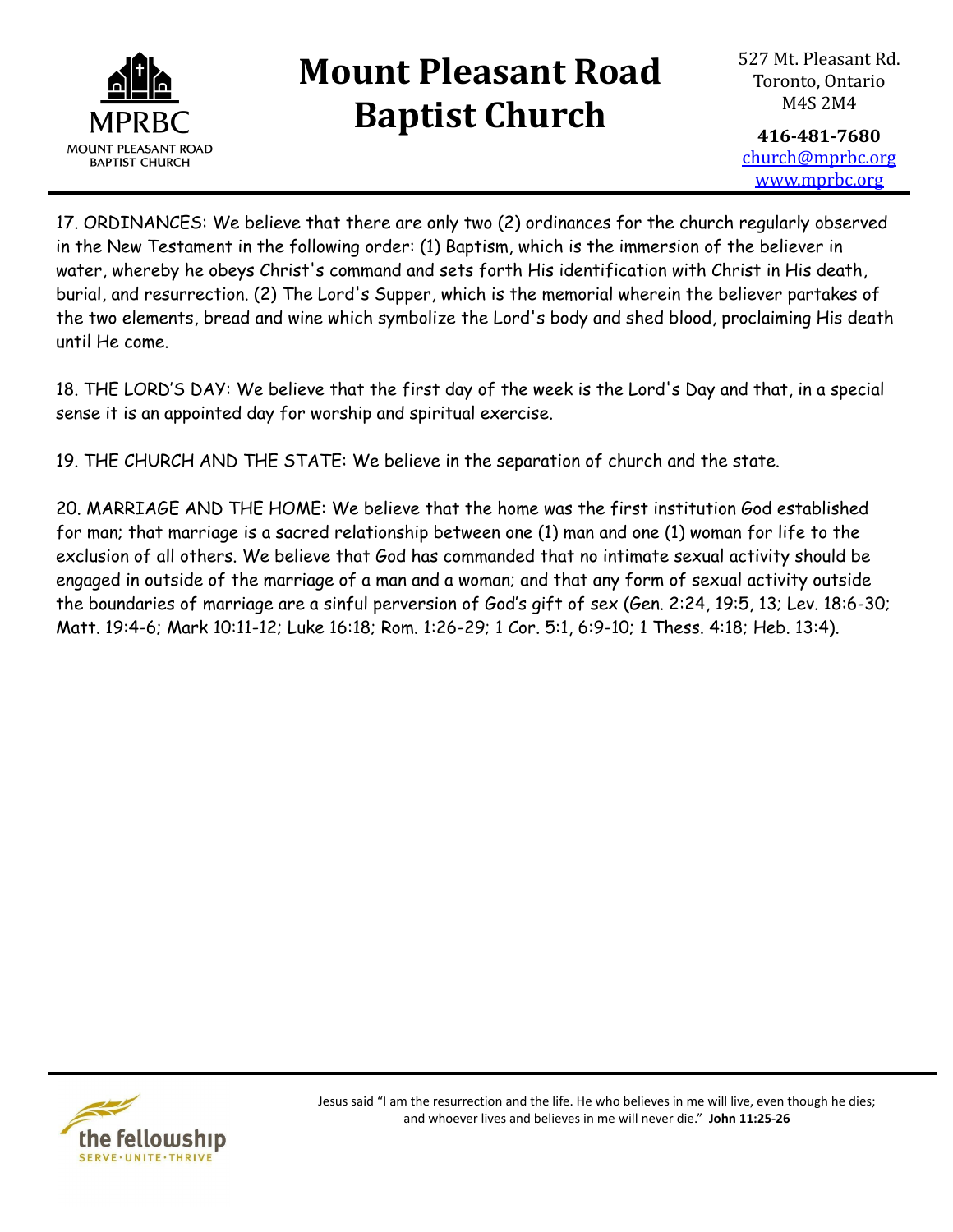17. ORDINANCES: We believe that there are only two (2) ordinances for the church regularly observed in the New Testament in the following order: (1) Baptism, which is the immersion of the believer in water, whereby he obeys Christ's command and sets forth His identification with Christ in His death, burial, and resurrection. (2) The Lord's Supper, which is the memorial wherein the believer partakes of the two elements, bread and wine which symbolize the Lord's body and shed blood, proclaiming His death until He come.

18. THE LORD'S DAY: We believe that the first day of the week is the Lord's Day and that, in a special sense it is an appointed day for worship and spiritual exercise.

19. THE CHURCH AND THE STATE: We believe in the separation of church and the state.

20. MARRIAGE AND THE HOME: We believe that the home was the first institution God established for man; that marriage is a sacred relationship between one (1) man and one (1) woman for life to the exclusion of all others. We believe that God has commanded that no intimate sexual activity should be engaged in outside of the marriage of a man and a woman; and that any form of sexual activity outside the boundaries of marriage are a sinful perversion of God's gift of sex (Gen. 2:24, 19:5, 13; Lev. 18:6-30; Matt. 19:4-6; Mark 10:11-12; Luke 16:18; Rom. 1:26-29; 1 Cor. 5:1, 6:9-10; 1 Thess. 4:18; Heb. 13:4).